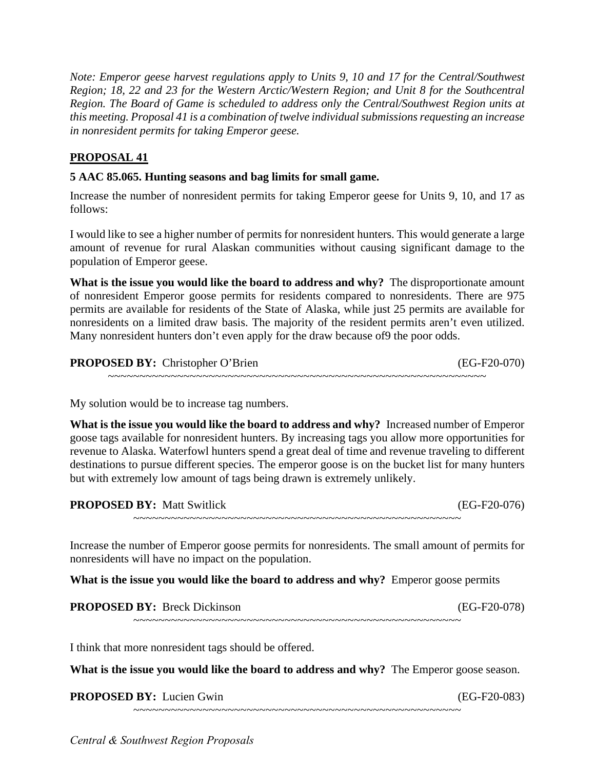*Note: Emperor geese harvest regulations apply to Units 9, 10 and 17 for the Central/Southwest Region; 18, 22 and 23 for the Western Arctic/Western Region; and Unit 8 for the Southcentral Region. The Board of Game is scheduled to address only the Central/Southwest Region units at this meeting. Proposal 41 is a combination of twelve individual submissions requesting an increase in nonresident permits for taking Emperor geese.*

## PROPOSAL 41

**5 AAC 85.065. Hunting seasons and bag limits for small game.**

Increase the number of nonresident permits for taking Emperor geese for Units 9, 10, and 17 as follows:

I would like to see a higher number of permits for nonresident hunters. This would generate a large amount of revenue for rural Alaskan communities without causing significant damage to the population of Emperor geese.

**What is the issue you would like the board to address and why?** The disproportionate amount of nonresident Emperor goose permits for residents compared to nonresidents. There are 975 permits are available for residents of the State of Alaska, while just 25 permits are available for nonresidents on a limited draw basis. The majority of the resident permits aren't even utilized. Many nonresident hunters don't even apply for the draw because of9 the poor odds.

**PROPOSED BY:** Christopher O'Brien (EG-F20-070)

~~~~~~~~~~~~~~~~~~~~~~~~~~~~~~~~~~~~~~~~~~~~~~~~~~~~~~~~

My solution would be to increase tag numbers.

**What is the issue you would like the board to address and why?** Increased number of Emperor goose tags available for nonresident hunters. By increasing tags you allow more opportunities for revenue to Alaska. Waterfowl hunters spend a great deal of time and revenue traveling to different destinations to pursue different species. The emperor goose is on the bucket list for many hunters but with extremely low amount of tags being drawn is extremely unlikely.

**PROPOSED BY:** Matt Switlick (EG-F20-076)

~~~~~~~~~~~~~~~~~~~~~~~~~~~~~~~~~~~~~~~~~~~~~~~~~~~~~~~~

Increase the number of Emperor goose permits for nonresidents. The small amount of permits for nonresidents will have no impact on the population.

**What is the issue you would like the board to address and why?** Emperor goose permits

**PROPOSED BY:** Breck Dickinson (EG-F20-078)

~~~~~~~~~~~~~~~~~~~~~~~~~~~~~~~~~~~~~~~~~~~~~~~~~~~~~~~~

I think that more nonresident tags should be offered.

**What is the issue you would like the board to address and why?** The Emperor goose season.

**PROPOSED BY:** Lucien Gwin (EG-F20-083)

~~~~~~~~~~~~~~~~~~~~~~~~~~~~~~~~~~~~~~~~~~~~~~~~~~~~~~~~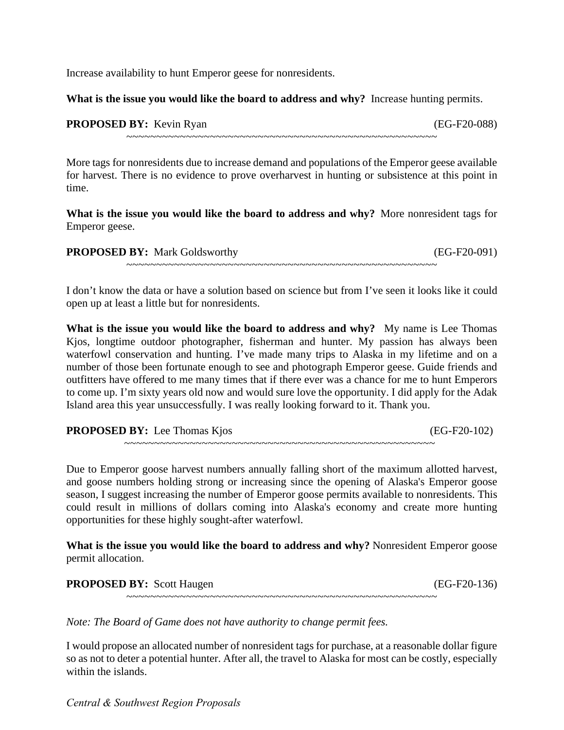Increase availability to hunt Emperor geese for nonresidents.

**What is the issue you would like the board to address and why?** Increase hunting permits.

**PROPOSED BY:** Kevin Ryan (EG-F20-088)

~~~~~~~~~~~~~~~~~~~~~~~~~~~~~~~~~~~~~~~~~~~~~~~~~~~~~~~

More tags for nonresidents due to increase demand and populations of the Emperor geese available for harvest. There is no evidence to prove overharvest in hunting or subsistence at this point in time.

**What is the issue you would like the board to address and why?** More nonresident tags for Emperor geese.

**PROPOSED BY:** Mark Goldsworthy (EG-F20-091)

~~~~~~~~~~~~~~~~~~~~~~~~~~~~~~~~~~~~~~~~~~~~~~~~~~~~~~~

I don't know the data or have a solution based on science but from I've seen it looks like it could open up at least a little but for nonresidents.

**What is the issue you would like the board to address and why?** My name is Lee Thomas Kjos, longtime outdoor photographer, fisherman and hunter. My passion has always been waterfowl conservation and hunting. I've made many trips to Alaska in my lifetime and on a number of those been fortunate enough to see and photograph Emperor geese. Guide friends and outfitters have offered to me many times that if there ever was a chance for me to hunt Emperors to come up. I'm sixty years old now and would sure love the opportunity. I did apply for the Adak Island area this year unsuccessfully. I was really looking forward to it. Thank you.

**PROPOSED BY:** Lee Thomas Kjos (EG-F20-102)

~~~~~~~~~~~~~~~~~~~~~~~~~~~~~~~~~~~~~~~~~~~~~~~~~~~~~~~

Due to Emperor goose harvest numbers annually falling short of the maximum allotted harvest, and goose numbers holding strong or increasing since the opening of Alaska's Emperor goose season, I suggest increasing the number of Emperor goose permits available to nonresidents. This could result in millions of dollars coming into Alaska's economy and create more hunting opportunities for these highly sought-after waterfowl.

**What is the issue you would like the board to address and why?** Nonresident Emperor goose permit allocation.

**PROPOSED BY:** Scott Haugen (EG-F20-136)

~~~~~~~~~~~~~~~~~~~~~~~~~~~~~~~~~~~~~~~~~~~~~~~~~~~~~~~

*Note: The Board of Game does not have authority to change permit fees.*

I would propose an allocated number of nonresident tags for purchase, at a reasonable dollar figure so as not to deter a potential hunter. After all, the travel to Alaska for most can be costly, especially within the islands.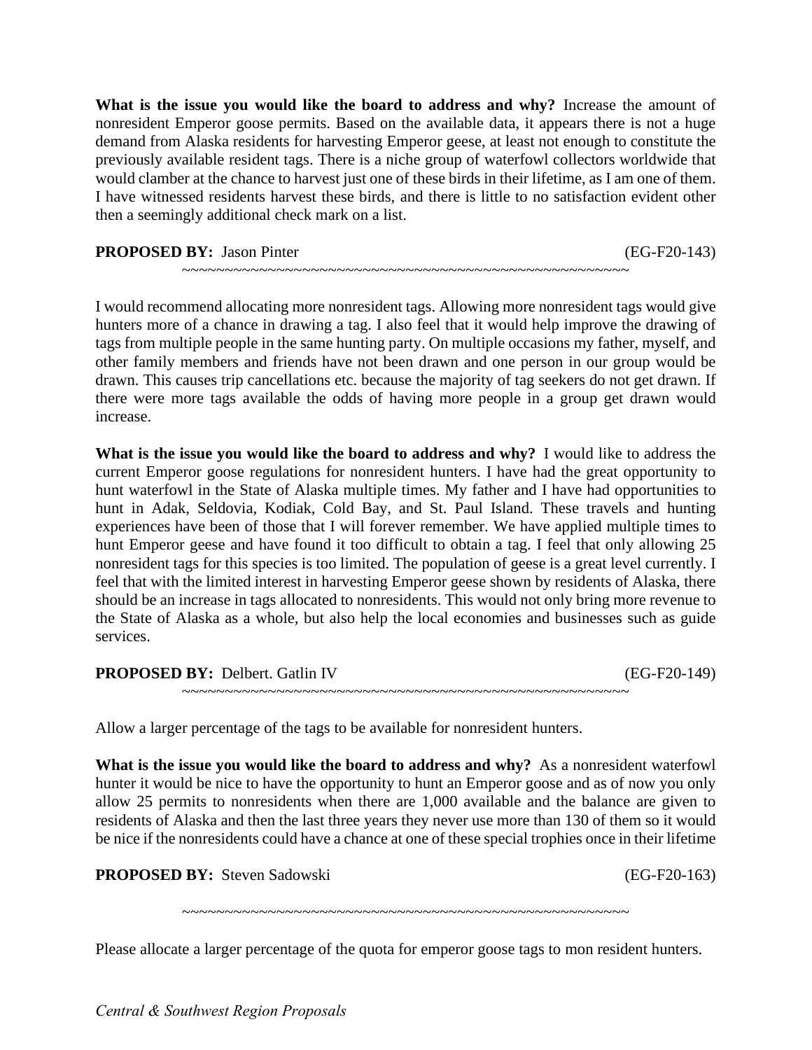**What is the issue you would like the board to address and why?** Increase the amount of nonresident Emperor goose permits. Based on the available data, it appears there is not a huge demand from Alaska residents for harvesting Emperor geese, at least not enough to constitute the previously available resident tags. There is a niche group of waterfowl collectors worldwide that would clamber at the chance to harvest just one of these birds in their lifetime, as I am one of them. I have witnessed residents harvest these birds, and there is little to no satisfaction evident other then a seemingly additional check mark on a list.

**PROPOSED BY:** Jason Pinter (EG-F20-143)

~~~~~~~~~~~~~~~~~~~~~~~~~~~~~~~~~~~~~~~~~~~~~~~~~~~~~~~~

I would recommend allocating more nonresident tags. Allowing more nonresident tags would give hunters more of a chance in drawing a tag. I also feel that it would help improve the drawing of tags from multiple people in the same hunting party. On multiple occasions my father, myself, and other family members and friends have not been drawn and one person in our group would be drawn. This causes trip cancellations etc. because the majority of tag seekers do not get drawn. If there were more tags available the odds of having more people in a group get drawn would increase.

**What is the issue you would like the board to address and why?** I would like to address the current Emperor goose regulations for nonresident hunters. I have had the great opportunity to hunt waterfowl in the State of Alaska multiple times. My father and I have had opportunities to hunt in Adak, Seldovia, Kodiak, Cold Bay, and St. Paul Island. These travels and hunting experiences have been of those that I will forever remember. We have applied multiple times to hunt Emperor geese and have found it too difficult to obtain a tag. I feel that only allowing 25 nonresident tags for this species is too limited. The population of geese is a great level currently. I feel that with the limited interest in harvesting Emperor geese shown by residents of Alaska, there should be an increase in tags allocated to nonresidents. This would not only bring more revenue to the State of Alaska as a whole, but also help the local economies and businesses such as guide services.

**PROPOSED BY:** Delbert. Gatlin IV (EG-F20-149)

~~~~~~~~~~~~~~~~~~~~~~~~~~~~~~~~~~~~~~~~~~~~~~~~~~~~~~~~

Allow a larger percentage of the tags to be available for nonresident hunters.

**What is the issue you would like the board to address and why?** As a nonresident waterfowl hunter it would be nice to have the opportunity to hunt an Emperor goose and as of now you only allow 25 permits to nonresidents when there are 1,000 available and the balance are given to residents of Alaska and then the last three years they never use more than 130 of them so it would be nice if the nonresidents could have a chance at one of these special trophies once in their lifetime

**PROPOSED BY:** Steven Sadowski (EG-F20-163)

~~~~~~~~~~~~~~~~~~~~~~~~~~~~~~~~~~~~~~~~~~~~~~~~~~~~~~~~

Please allocate a larger percentage of the quota for emperor goose tags to mon resident hunters.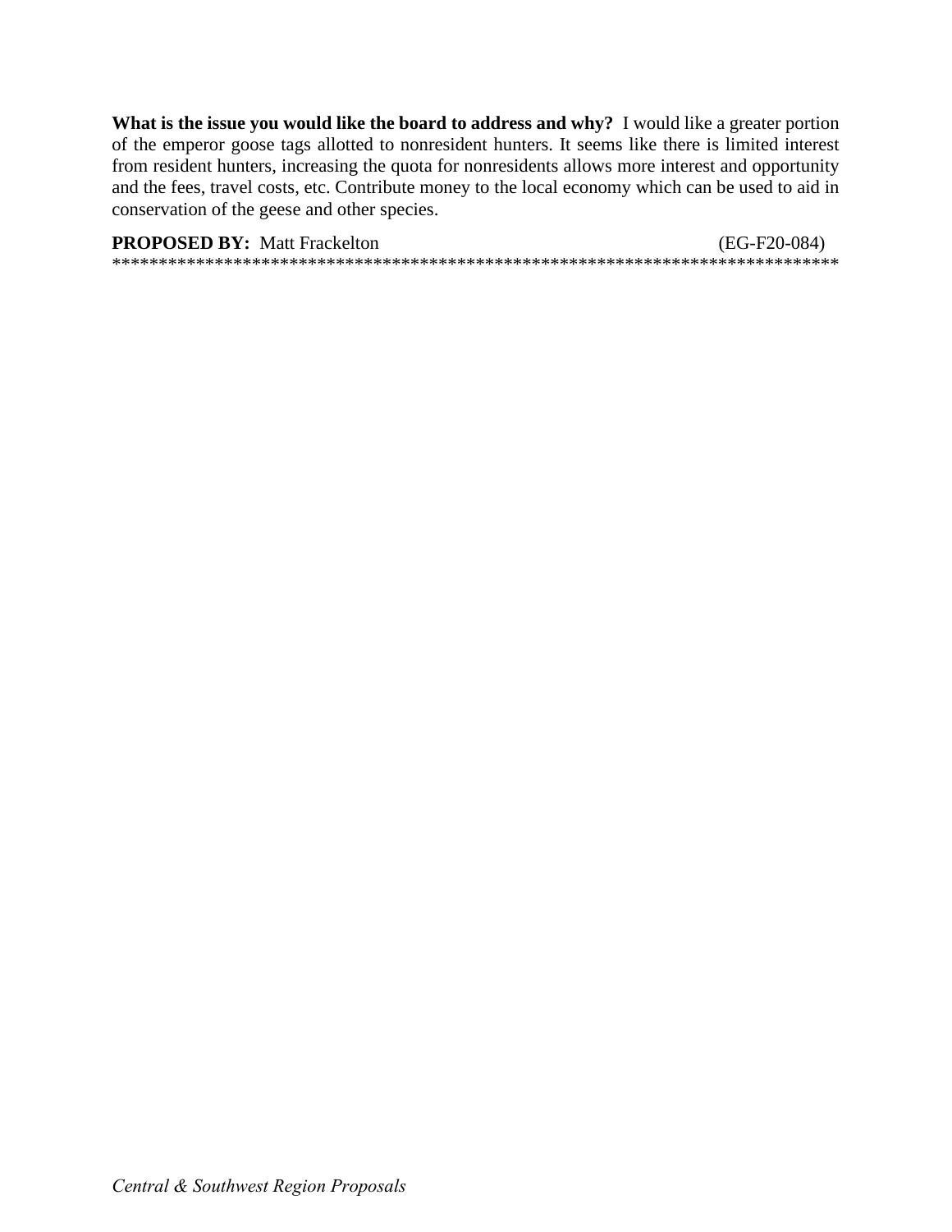**What is the issue you would like the board to address and why?** I would like a greater portion of the emperor goose tags allotted to nonresident hunters. It seems like there is limited interest from resident hunters, increasing the quota for nonresidents allows more interest and opportunity and the fees, travel costs, etc. Contribute money to the local economy which can be used to aid in conservation of the geese and other species.

**PROPOSED BY:** Matt Frackelton (EG-F20-084)

******************************************************************************